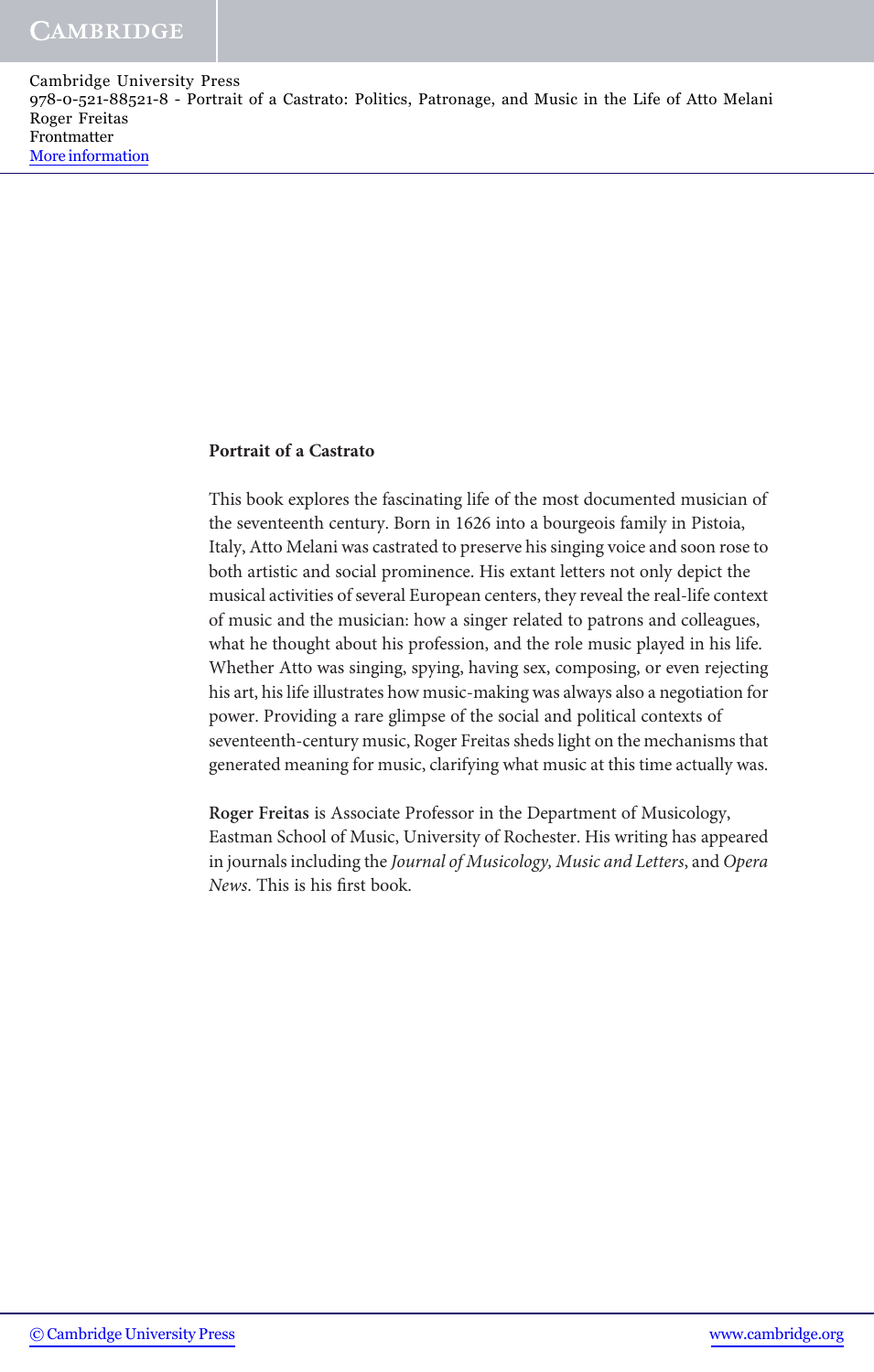**Portrait of a Castrato**

This book explores the fascinating life of the most documented musician of the seventeenth century. Born in 1626 into a bourgeois family in Pistoia, Italy, Atto Melani was castrated to preserve his singing voice and soon rose to both artistic and social prominence. His extant letters not only depict the musical activities of several European centers, they reveal the real-life context of music and the musician: how a singer related to patrons and colleagues, what he thought about his profession, and the role music played in his life. Whether Atto was singing, spying, having sex, composing, or even rejecting his art, his life illustrates how music-making was always also a negotiation for power. Providing a rare glimpse of the social and political contexts of seventeenth-century music, Roger Freitas sheds light on the mechanisms that generated meaning for music, clarifying what music at this time actually was.

**Roger Freitas** is Associate Professor in the Department of Musicology, Eastman School of Music, University of Rochester. His writing has appeared in journals including the *Journal of Musicology, Music and Letters*, and *Opera News*. This is his first book.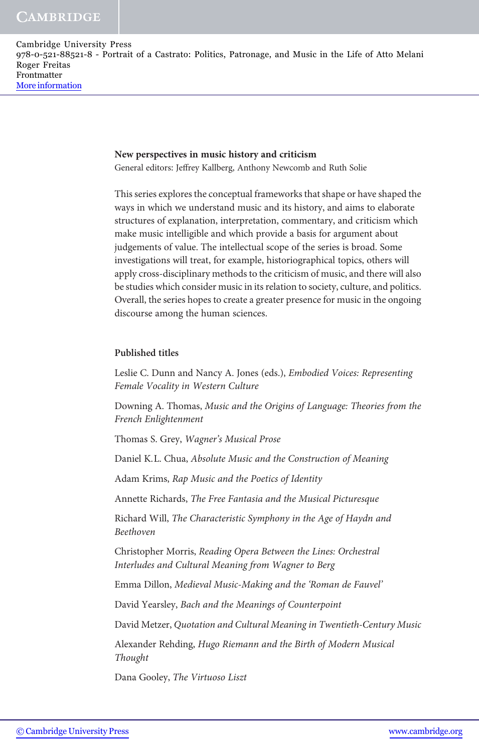**New perspectives in music history and criticism**

General editors: Jeffrey Kallberg, Anthony Newcomb and Ruth Solie

This series explores the conceptual frameworks that shape or have shaped the ways in which we understand music and its history, and aims to elaborate structures of explanation, interpretation, commentary, and criticism which make music intelligible and which provide a basis for argument about judgements of value. The intellectual scope of the series is broad. Some investigations will treat, for example, historiographical topics, others will apply cross-disciplinary methods to the criticism of music, and there will also be studies which consider music in its relation to society, culture, and politics. Overall, the series hopes to create a greater presence for music in the ongoing discourse among the human sciences.

**Published titles**

Leslie C. Dunn and Nancy A. Jones (eds.), *Embodied Voices: Representing Female Vocality in Western Culture*

Downing A. Thomas, *Music and the Origins of Language: Theories from the French Enlightenment*

Thomas S. Grey, *Wagner's Musical Prose*

Daniel K.L. Chua, *Absolute Music and the Construction of Meaning*

Adam Krims, *Rap Music and the Poetics of Identity*

Annette Richards, *The Free Fantasia and the Musical Picturesque*

Richard Will, *The Characteristic Symphony in the Age of Haydn and Beethoven*

Christopher Morris, *Reading Opera Between the Lines: Orchestral Interludes and Cultural Meaning from Wagner to Berg*

Emma Dillon, *Medieval Music-Making and the 'Roman de Fauvel'*

David Yearsley, *Bach and the Meanings of Counterpoint*

David Metzer, *Quotation and Cultural Meaning in Twentieth-Century Music*

Alexander Rehding, *Hugo Riemann and the Birth of Modern Musical Thought*

Dana Gooley, *The Virtuoso Liszt*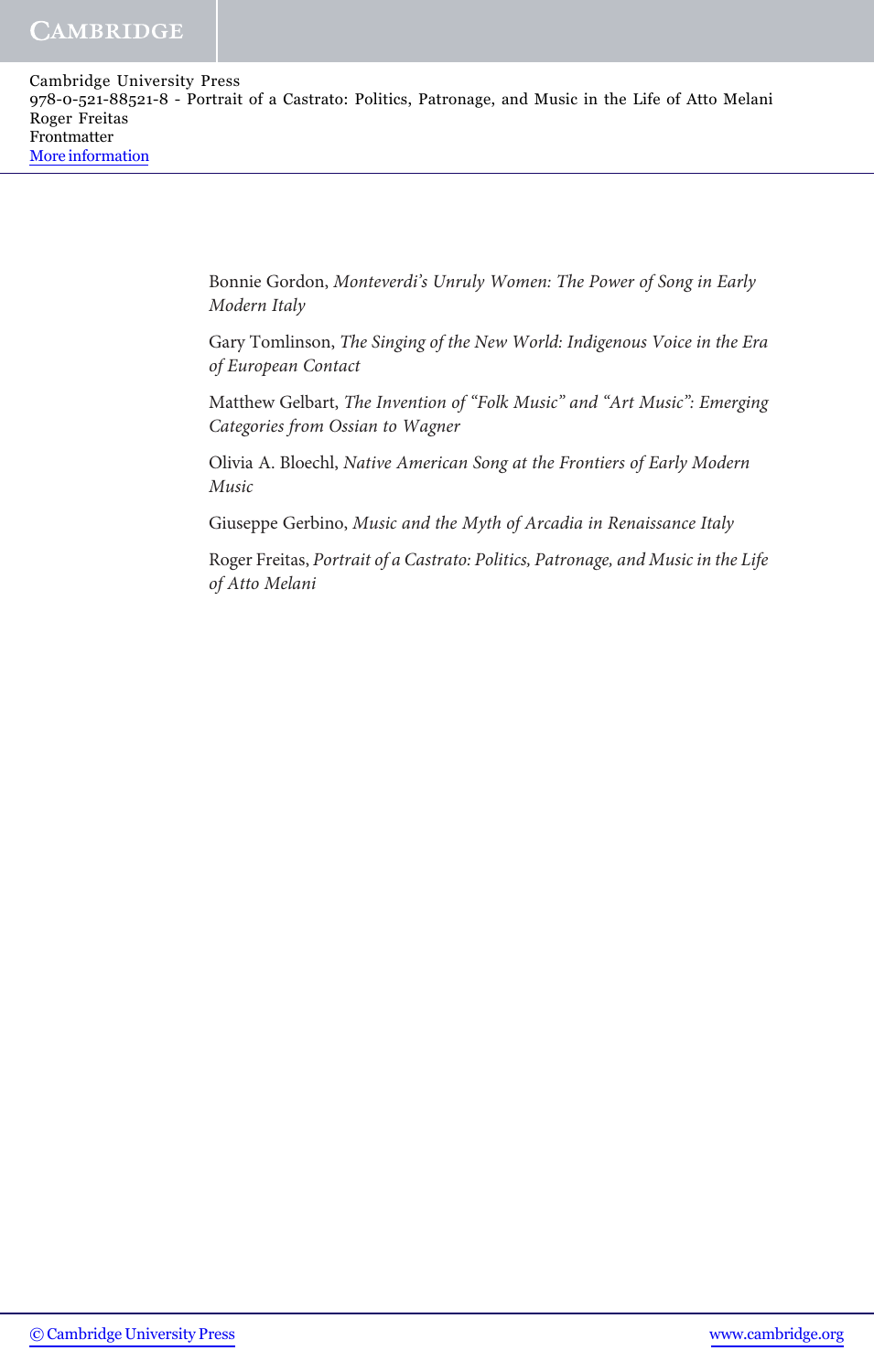Bonnie Gordon, *Monteverdi's Unruly Women: The Power of Song in Early Modern Italy*

Gary Tomlinson, *The Singing of the New World: Indigenous Voice in the Era of European Contact*

Matthew Gelbart, *The Invention of "Folk Music" and "Art Music": Emerging Categories from Ossian to Wagner*

Olivia A. Bloechl, *Native American Song at the Frontiers of Early Modern Music*

Giuseppe Gerbino, *Music and the Myth of Arcadia in Renaissance Italy*

Roger Freitas, *Portrait of a Castrato: Politics, Patronage, and Music in the Life of Atto Melani*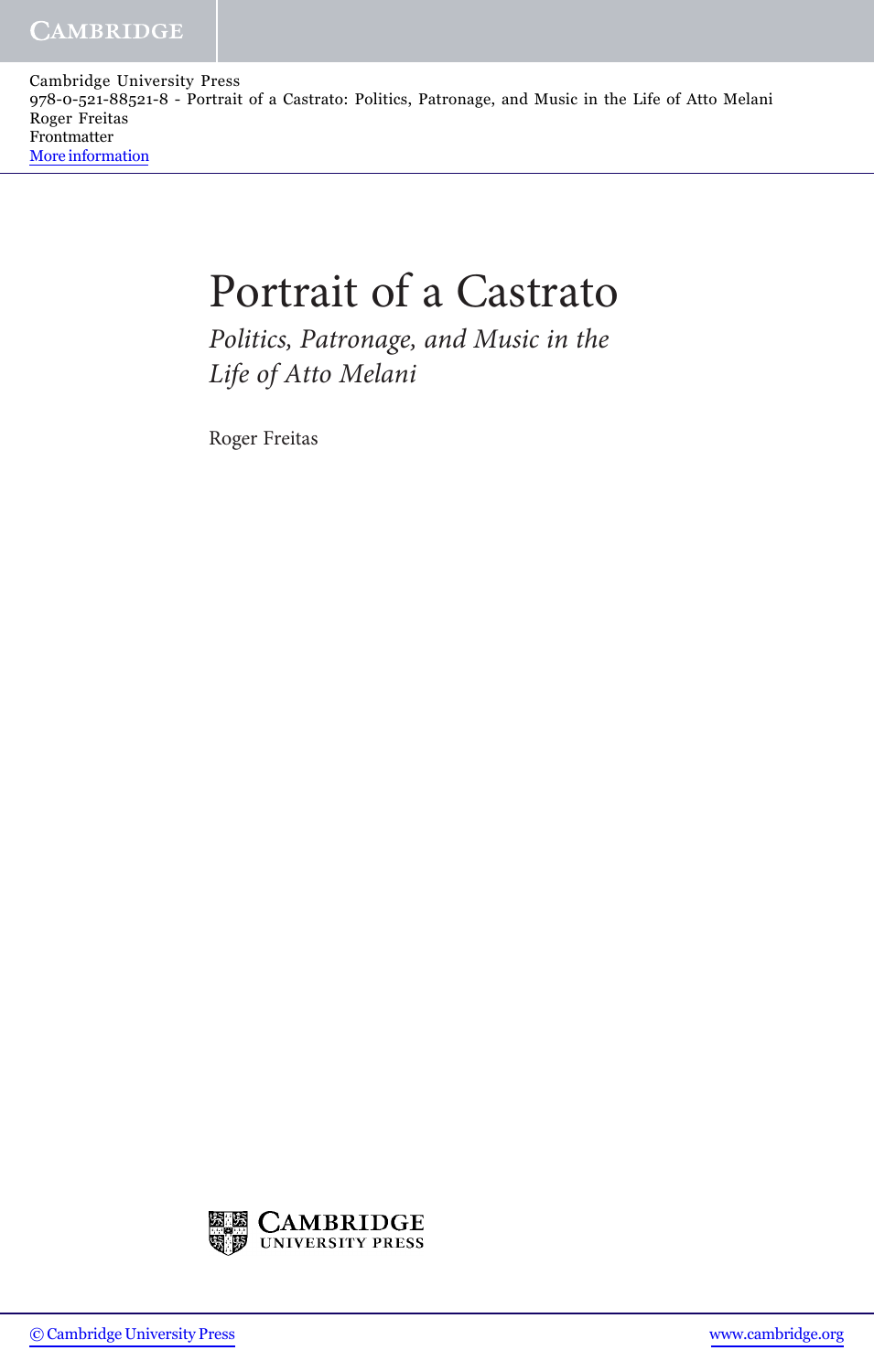# Portrait of a Castrato

*Politics, Patronage, and Music in the Life of Atto Melani*

Roger Freitas

CAMBRIDGE UNIVERSITY PRESS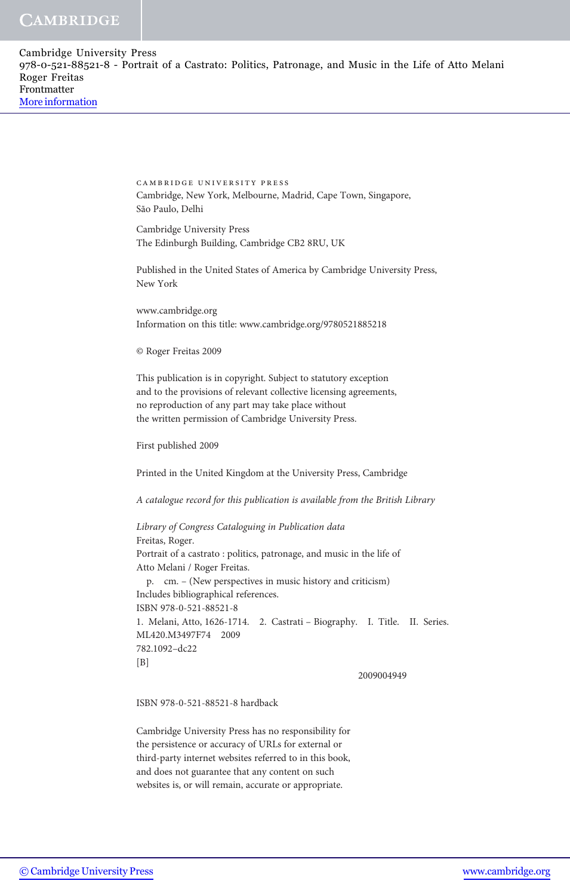CAMBRIDGE UNIVERSITY PRESS
Cambridge, New York, Melbourne, Madrid, Cape Town, Singapore,
São Paulo, Delhi

Cambridge University Press
The Edinburgh Building, Cambridge CB2 8RU, UK

Published in the United States of America by Cambridge University Press,
New York

www.cambridge.org
Information on this title: www.cambridge.org/9780521885218

© Roger Freitas 2009

This publication is in copyright. Subject to statutory exception
and to the provisions of relevant collective licensing agreements,
no reproduction of any part may take place without
the written permission of Cambridge University Press.

First published 2009

Printed in the United Kingdom at the University Press, Cambridge

*A catalogue record for this publication is available from the British Library*

*Library of Congress Cataloguing in Publication data*
Freitas, Roger.
Portrait of a castrato : politics, patronage, and music in the life of
Atto Melani / Roger Freitas.
p. cm. – (New perspectives in music history and criticism)
Includes bibliographical references.
ISBN 978-0-521-88521-8
1. Melani, Atto, 1626-1714. 2. Castrati – Biography. I. Title. II. Series.
ML420.M3497F74 2009
782.1092–dc22
[B]
2009004949

ISBN 978-0-521-88521-8 hardback

Cambridge University Press has no responsibility for
the persistence or accuracy of URLs for external or
third-party internet websites referred to in this book,
and does not guarantee that any content on such
websites is, or will remain, accurate or appropriate.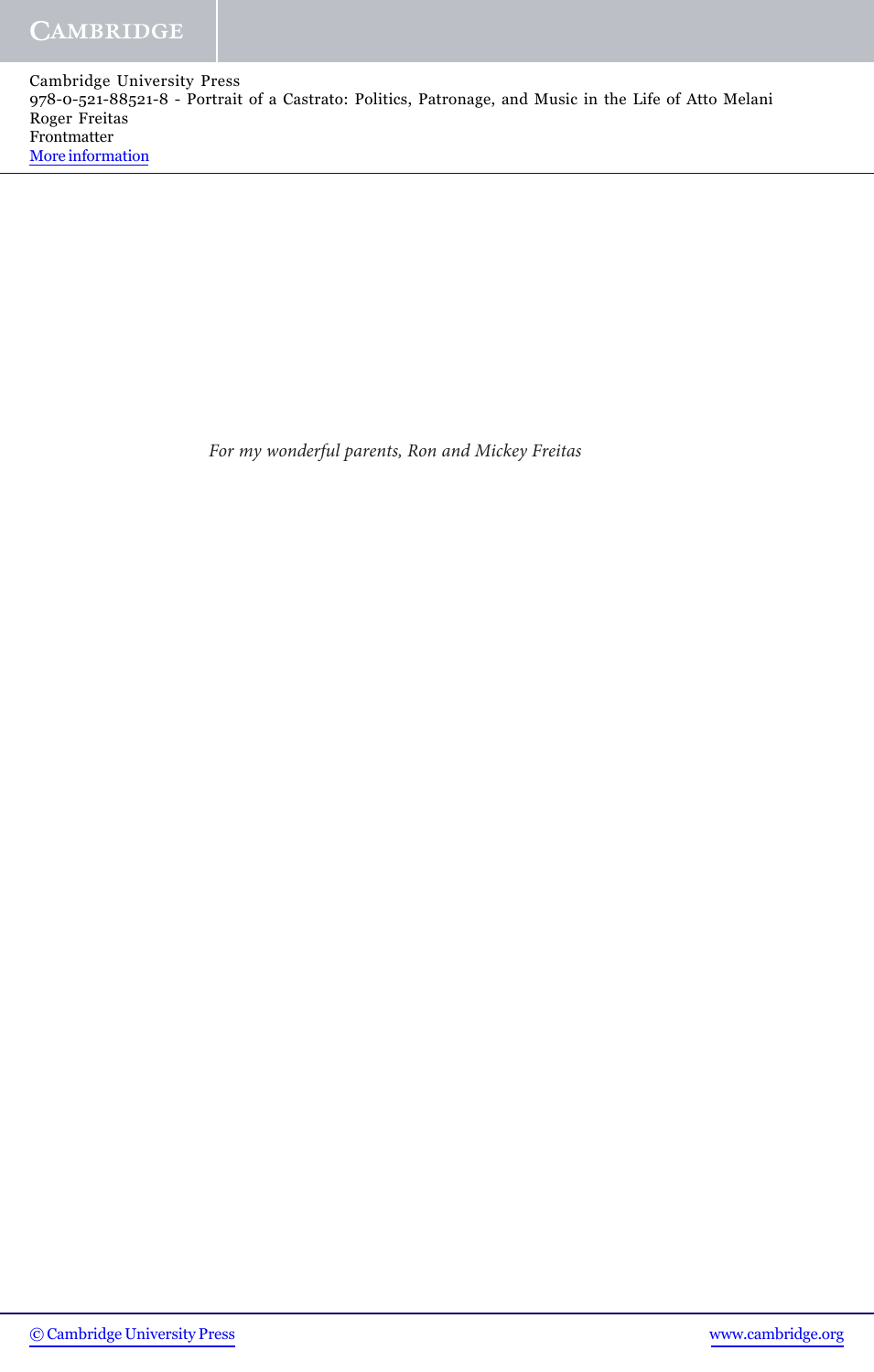*For my wonderful parents, Ron and Mickey Freitas*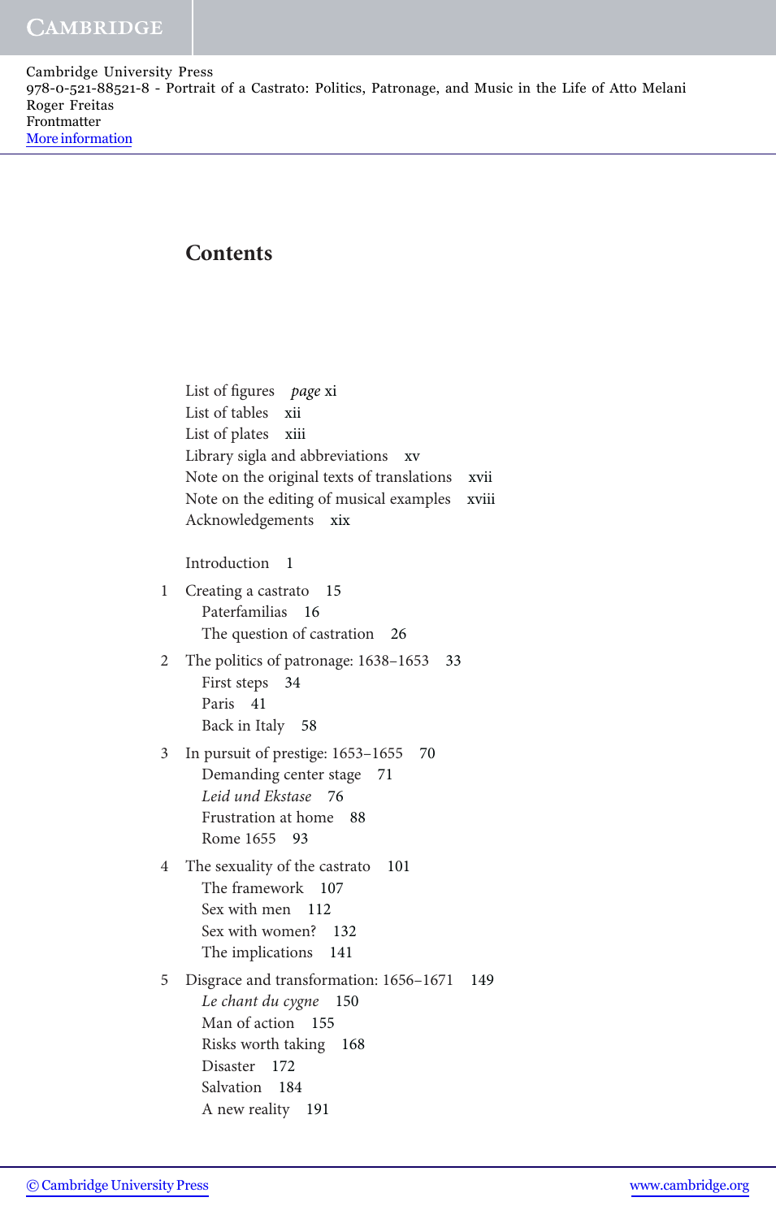# Contents

List of figures *page* xi
List of tables xii
List of plates xiii
Library sigla and abbreviations xv
Note on the original texts of translations xvii
Note on the editing of musical examples xviii
Acknowledgements xix

Introduction 1

1 Creating a castrato 15
   Paterfamilias 16
   The question of castration 26

2 The politics of patronage: 1638–1653 33
   First steps 34
   Paris 41
   Back in Italy 58

3 In pursuit of prestige: 1653–1655 70
   Demanding center stage 71
   *Leid und Ekstase* 76
   Frustration at home 88
   Rome 1655 93

4 The sexuality of the castrato 101
   The framework 107
   Sex with men 112
   Sex with women? 132
   The implications 141

5 Disgrace and transformation: 1656–1671 149
   *Le chant du cygne* 150
   Man of action 155
   Risks worth taking 168
   Disaster 172
   Salvation 184
   A new reality 191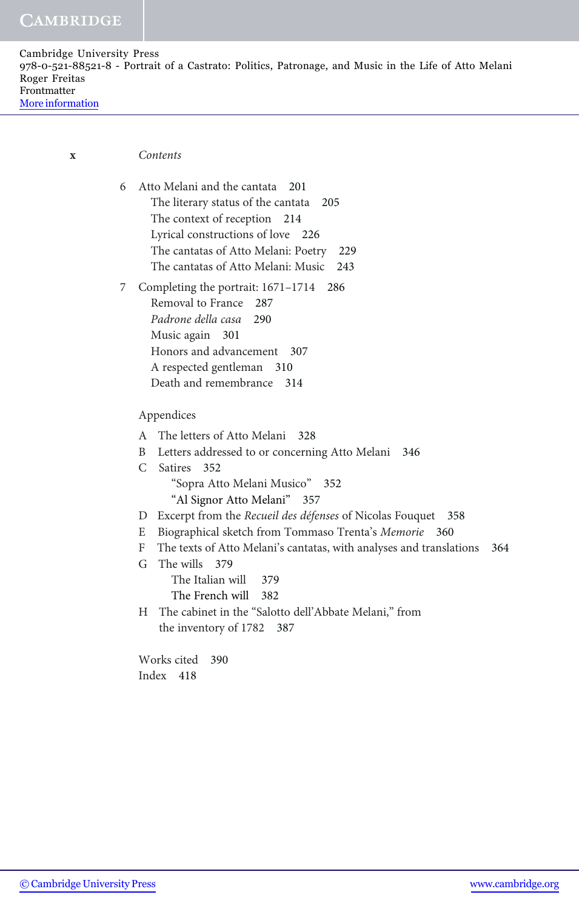6 Atto Melani and the cantata 201
- The literary status of the cantata 205
- The context of reception 214
- Lyrical constructions of love 226
- The cantatas of Atto Melani: Poetry 229
- The cantatas of Atto Melani: Music 243

7 Completing the portrait: 1671–1714 286
- Removal to France 287
- *Padrone della casa* 290
- Music again 301
- Honors and advancement 307
- A respected gentleman 310
- Death and remembrance 314

Appendices

- A The letters of Atto Melani 328
- B Letters addressed to or concerning Atto Melani 346
- C Satires 352
  - "Sopra Atto Melani Musico" 352
  - "Al Signor Atto Melani" 357
- D Excerpt from the *Recueil des défenses* of Nicolas Fouquet 358
- E Biographical sketch from Tommaso Trenta's *Memorie* 360
- F The texts of Atto Melani's cantatas, with analyses and translations 364
- G The wills 379
  - The Italian will 379
  - The French will 382
- H The cabinet in the "Salotto dell'Abbate Melani," from the inventory of 1782 387

Works cited 390

Index 418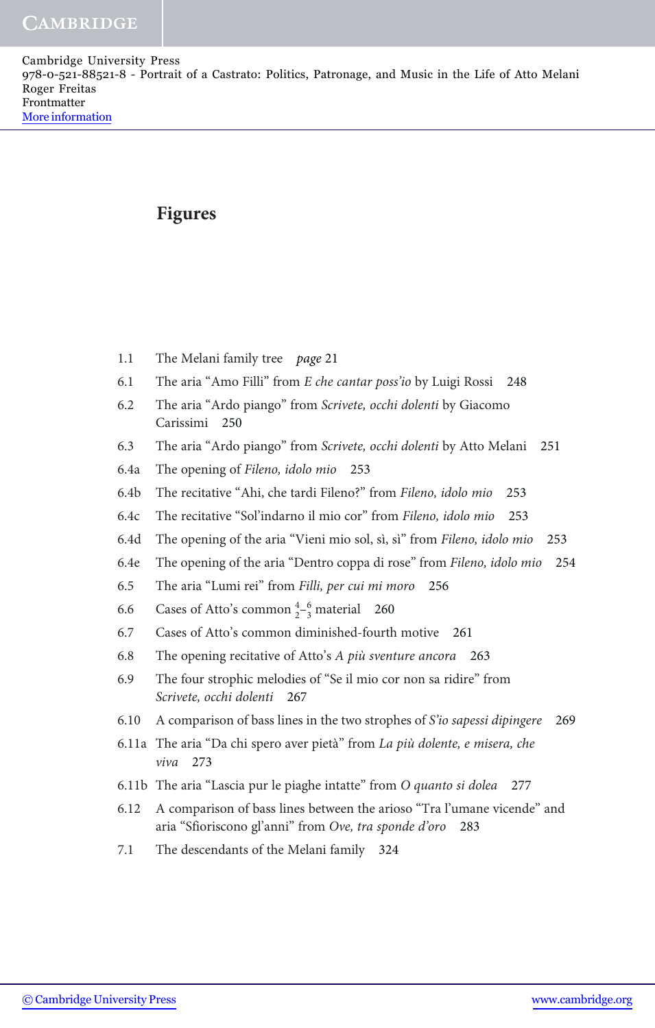# Figures

1.1 The Melani family tree *page* 21

6.1 The aria “Amo Filli” from *E che cantar poss’io* by Luigi Rossi 248

6.2 The aria “Ardo piango” from *Scrivete, occhi dolenti* by Giacomo Carissimi 250

6.3 The aria “Ardo piango” from *Scrivete, occhi dolenti* by Atto Melani 251

6.4a The opening of *Fileno, idolo mio* 253

6.4b The recitative “Ahi, che tardi Fileno?” from *Fileno, idolo mio* 253

6.4c The recitative “Sol’indarno il mio cor” from *Fileno, idolo mio* 253

6.4d The opening of the aria “Vieni mio sol, sì, sì” from *Fileno, idolo mio* 253

6.4e The opening of the aria “Dentro coppa di rose” from *Fileno, idolo mio* 254

6.5 The aria “Lumi rei” from *Filli, per cui mi moro* 256

6.6 Cases of Atto’s common $^{4}_{2}$–$^{6}_{3}$ material 260

6.7 Cases of Atto’s common diminished-fourth motive 261

6.8 The opening recitative of Atto’s *A più sventure ancora* 263

6.9 The four strophic melodies of “Se il mio cor non sa ridire” from *Scrivete, occhi dolenti* 267

6.10 A comparison of bass lines in the two strophes of *S’io sapessi dipingere* 269

6.11a The aria “Da chi spero aver pietà” from *La più dolente, e misera, che viva* 273

6.11b The aria “Lascia pur le piaghe intatte” from *O quanto si dolea* 277

6.12 A comparison of bass lines between the arioso “Tra l’umane vicende” and aria “Sfioriscono gl’anni” from *Ove, tra sponde d’oro* 283

7.1 The descendants of the Melani family 324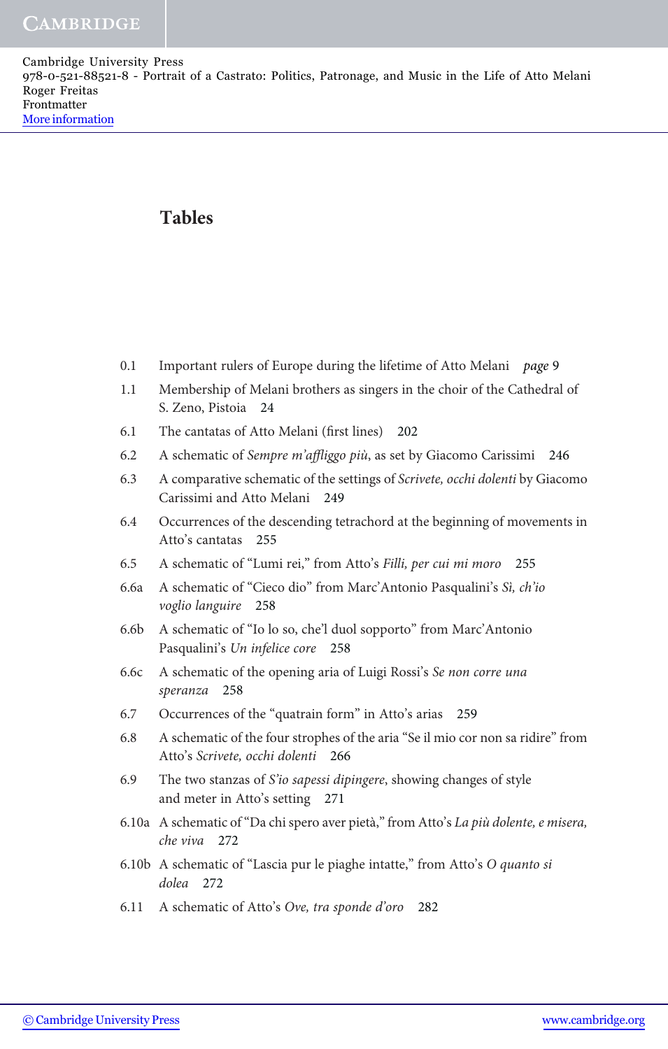# Tables

| | | |
|---|---|---|
| 0.1 | Important rulers of Europe during the lifetime of Atto Melani | *page* 9 |
| 1.1 | Membership of Melani brothers as singers in the choir of the Cathedral of S. Zeno, Pistoia | 24 |
| 6.1 | The cantatas of Atto Melani (first lines) | 202 |
| 6.2 | A schematic of *Sempre m'affliggo più*, as set by Giacomo Carissimi | 246 |
| 6.3 | A comparative schematic of the settings of *Scrivete, occhi dolenti* by Giacomo Carissimi and Atto Melani | 249 |
| 6.4 | Occurrences of the descending tetrachord at the beginning of movements in Atto's cantatas | 255 |
| 6.5 | A schematic of "Lumi rei," from Atto's *Filli, per cui mi moro* | 255 |
| 6.6a | A schematic of "Cieco dio" from Marc'Antonio Pasqualini's *Sì, ch'io voglio languire* | 258 |
| 6.6b | A schematic of "Io lo so, che'l duol sopporto" from Marc'Antonio Pasqualini's *Un infelice core* | 258 |
| 6.6c | A schematic of the opening aria of Luigi Rossi's *Se non corre una speranza* | 258 |
| 6.7 | Occurrences of the "quatrain form" in Atto's arias | 259 |
| 6.8 | A schematic of the four strophes of the aria "Se il mio cor non sa ridire" from Atto's *Scrivete, occhi dolenti* | 266 |
| 6.9 | The two stanzas of *S'io sapessi dipingere*, showing changes of style and meter in Atto's setting | 271 |
| 6.10a | A schematic of "Da chi spero aver pietà," from Atto's *La più dolente, e misera, che viva* | 272 |
| 6.10b | A schematic of "Lascia pur le piaghe intatte," from Atto's *O quanto si dolea* | 272 |
| 6.11 | A schematic of Atto's *Ove, tra sponde d'oro* | 282 |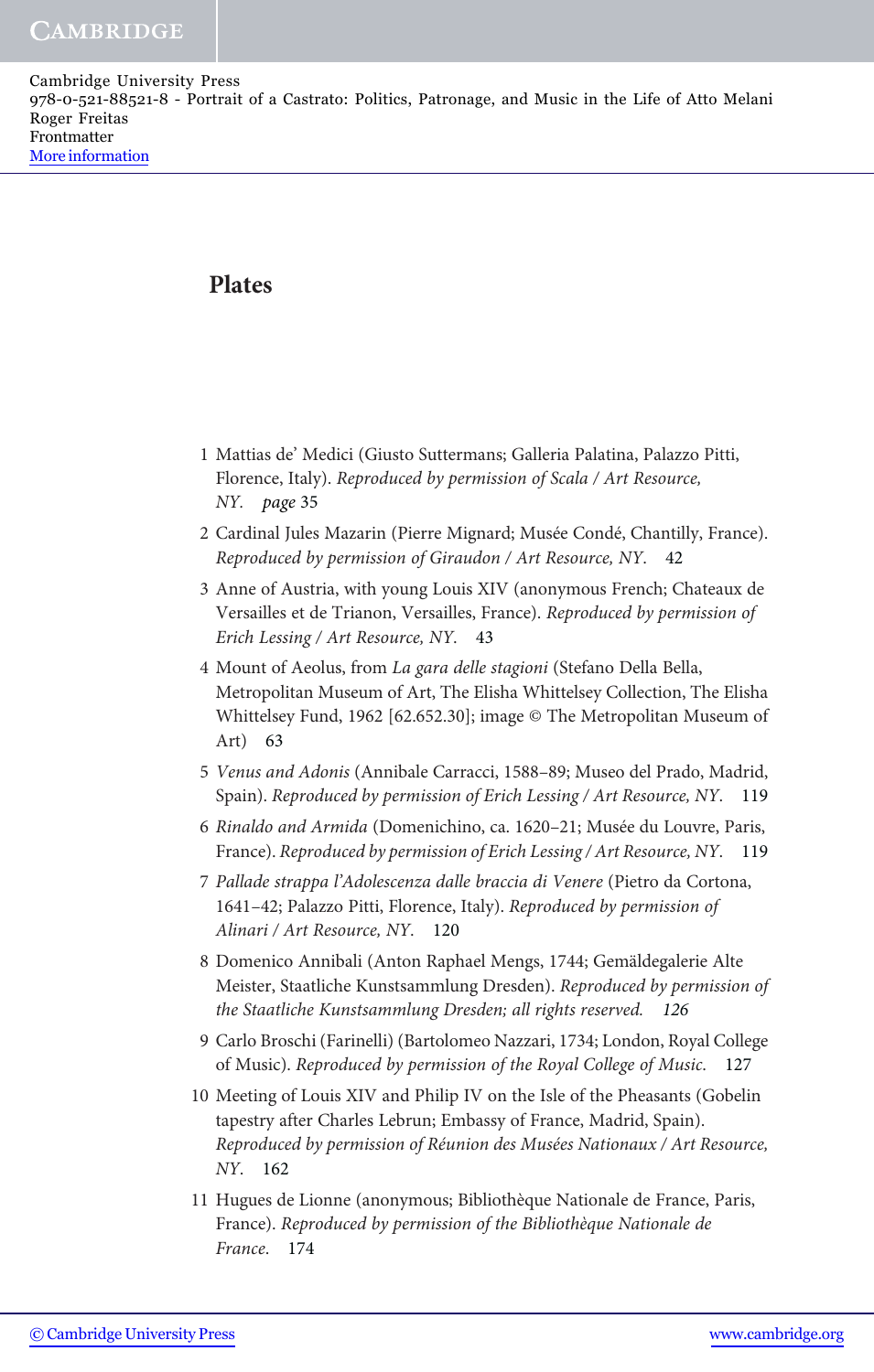# Plates

1. Mattias de' Medici (Giusto Suttermans; Galleria Palatina, Palazzo Pitti, Florence, Italy). *Reproduced by permission of Scala / Art Resource, NY.* *page* 35
2. Cardinal Jules Mazarin (Pierre Mignard; Musée Condé, Chantilly, France). *Reproduced by permission of Giraudon / Art Resource, NY.* 42
3. Anne of Austria, with young Louis XIV (anonymous French; Chateaux de Versailles et de Trianon, Versailles, France). *Reproduced by permission of Erich Lessing / Art Resource, NY.* 43
4. Mount of Aeolus, from *La gara delle stagioni* (Stefano Della Bella, Metropolitan Museum of Art, The Elisha Whittelsey Collection, The Elisha Whittelsey Fund, 1962 [62.652.30]; image © The Metropolitan Museum of Art) 63
5. *Venus and Adonis* (Annibale Carracci, 1588–89; Museo del Prado, Madrid, Spain). *Reproduced by permission of Erich Lessing / Art Resource, NY.* 119
6. *Rinaldo and Armida* (Domenichino, ca. 1620–21; Musée du Louvre, Paris, France). *Reproduced by permission of Erich Lessing / Art Resource, NY.* 119
7. *Pallade strappa l'Adolescenza dalle braccia di Venere* (Pietro da Cortona, 1641–42; Palazzo Pitti, Florence, Italy). *Reproduced by permission of Alinari / Art Resource, NY.* 120
8. Domenico Annibali (Anton Raphael Mengs, 1744; Gemäldegalerie Alte Meister, Staatliche Kunstsammlung Dresden). *Reproduced by permission of the Staatliche Kunstsammlung Dresden; all rights reserved. 126*
9. Carlo Broschi (Farinelli) (Bartolomeo Nazzari, 1734; London, Royal College of Music). *Reproduced by permission of the Royal College of Music.* 127
10. Meeting of Louis XIV and Philip IV on the Isle of the Pheasants (Gobelin tapestry after Charles Lebrun; Embassy of France, Madrid, Spain). *Reproduced by permission of Réunion des Musées Nationaux / Art Resource, NY.* 162
11. Hugues de Lionne (anonymous; Bibliothèque Nationale de France, Paris, France). *Reproduced by permission of the Bibliothèque Nationale de France.* 174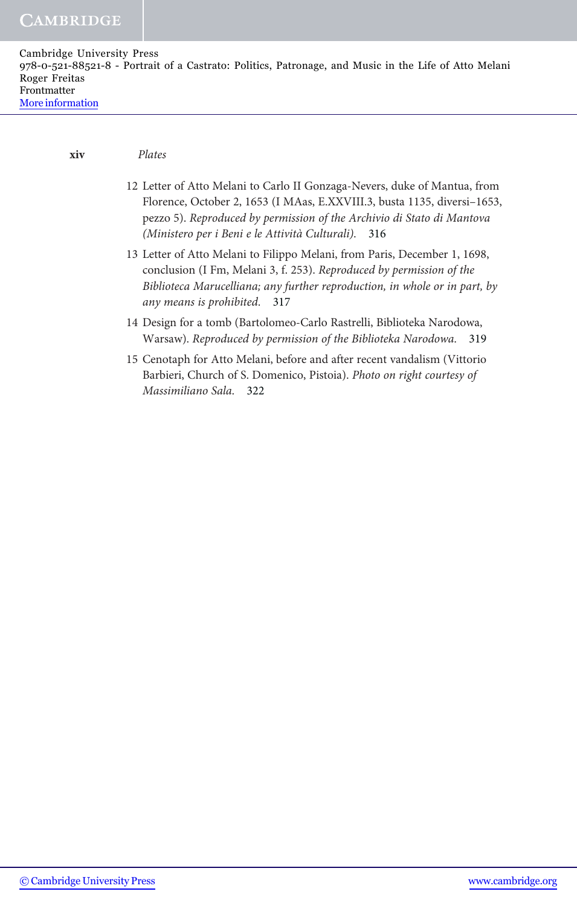12 Letter of Atto Melani to Carlo II Gonzaga-Nevers, duke of Mantua, from Florence, October 2, 1653 (I MAas, E.XXVIII.3, busta 1135, diversi–1653, pezzo 5). *Reproduced by permission of the Archivio di Stato di Mantova (Ministero per i Beni e le Attività Culturali).* 316

13 Letter of Atto Melani to Filippo Melani, from Paris, December 1, 1698, conclusion (I Fm, Melani 3, f. 253). *Reproduced by permission of the Biblioteca Marucelliana; any further reproduction, in whole or in part, by any means is prohibited.* 317

14 Design for a tomb (Bartolomeo-Carlo Rastrelli, Biblioteka Narodowa, Warsaw). *Reproduced by permission of the Biblioteka Narodowa.* 319

15 Cenotaph for Atto Melani, before and after recent vandalism (Vittorio Barbieri, Church of S. Domenico, Pistoia). *Photo on right courtesy of Massimiliano Sala.* 322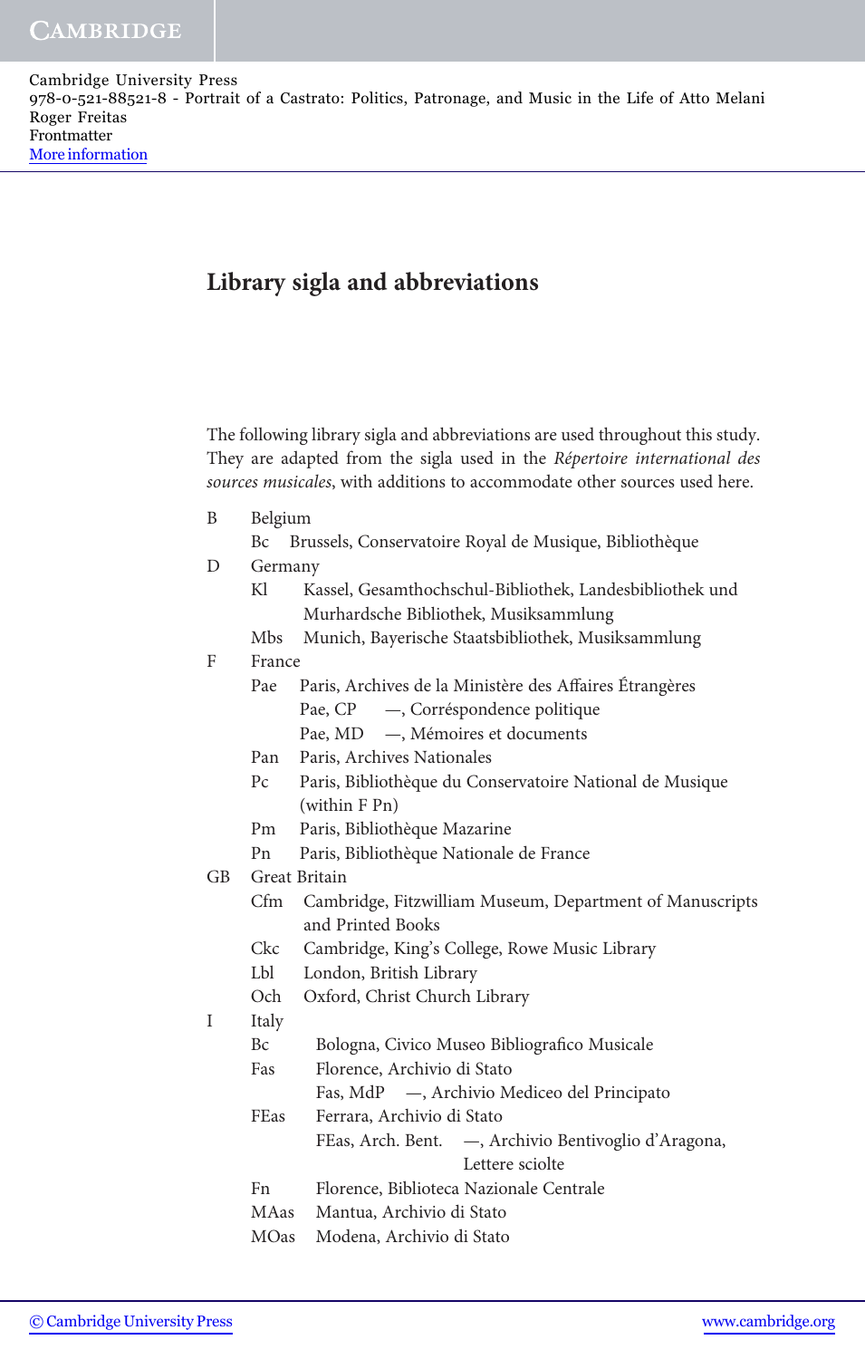# Library sigla and abbreviations

The following library sigla and abbreviations are used throughout this study. They are adapted from the sigla used in the *Répertoire international des sources musicales*, with additions to accommodate other sources used here.

B Belgium

- Bc Brussels, Conservatoire Royal de Musique, Bibliothèque

D Germany

- Kl Kassel, Gesamthochschul-Bibliothek, Landesbibliothek und Murhardsche Bibliothek, Musiksammlung
- Mbs Munich, Bayerische Staatsbibliothek, Musiksammlung

F France

- Pae Paris, Archives de la Ministère des Affaires Étrangères
  - Pae, CP —, Corréspondence politique
  - Pae, MD —, Mémoires et documents
- Pan Paris, Archives Nationales
- Pc Paris, Bibliothèque du Conservatoire National de Musique (within F Pn)
- Pm Paris, Bibliothèque Mazarine
- Pn Paris, Bibliothèque Nationale de France

GB Great Britain

- Cfm Cambridge, Fitzwilliam Museum, Department of Manuscripts and Printed Books
- Ckc Cambridge, King's College, Rowe Music Library
- Lbl London, British Library
- Och Oxford, Christ Church Library

I Italy

- Bc Bologna, Civico Museo Bibliografico Musicale
- Fas Florence, Archivio di Stato
  - Fas, MdP —, Archivio Mediceo del Principato
- FEas Ferrara, Archivio di Stato
  - FEas, Arch. Bent. —, Archivio Bentivoglio d'Aragona, Lettere sciolte
- Fn Florence, Biblioteca Nazionale Centrale
- MAas Mantua, Archivio di Stato
- MOas Modena, Archivio di Stato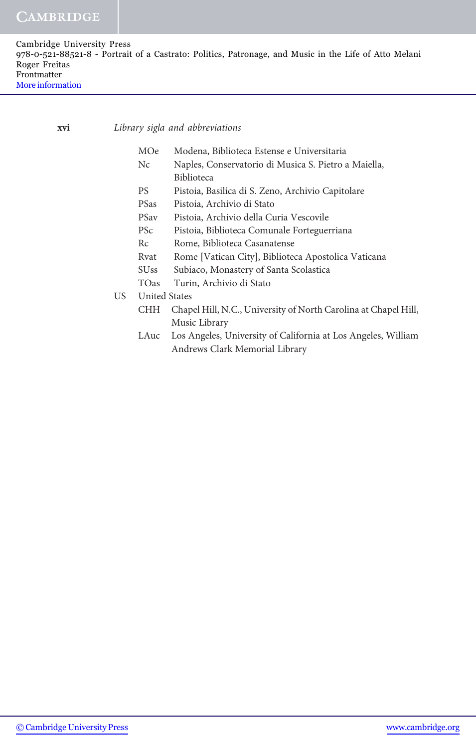| | | |
|---|---|---|
| | MOe | Modena, Biblioteca Estense e Universitaria |
| | Nc | Naples, Conservatorio di Musica S. Pietro a Maiella, Biblioteca |
| | PS | Pistoia, Basilica di S. Zeno, Archivio Capitolare |
| | PSas | Pistoia, Archivio di Stato |
| | PSav | Pistoia, Archivio della Curia Vescovile |
| | PSc | Pistoia, Biblioteca Comunale Forteguerriana |
| | Rc | Rome, Biblioteca Casanatense |
| | Rvat | Rome [Vatican City], Biblioteca Apostolica Vaticana |
| | SUss | Subiaco, Monastery of Santa Scolastica |
| | TOas | Turin, Archivio di Stato |
| US | United States | |
| | CHH | Chapel Hill, N.C., University of North Carolina at Chapel Hill, Music Library |
| | LAuc | Los Angeles, University of California at Los Angeles, William Andrews Clark Memorial Library |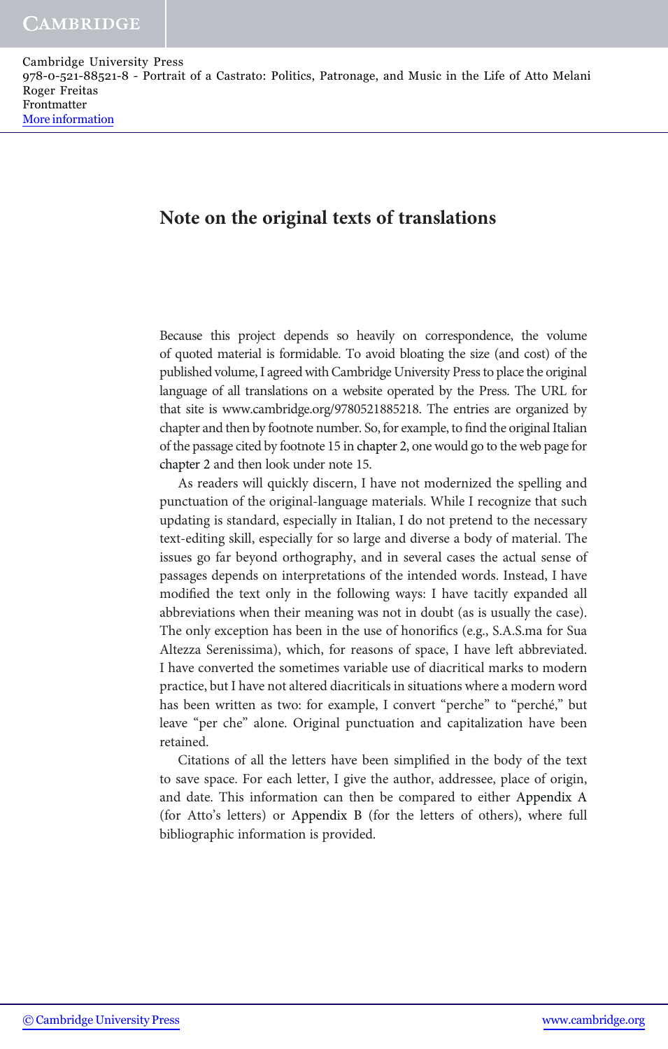# Note on the original texts of translations

Because this project depends so heavily on correspondence, the volume of quoted material is formidable. To avoid bloating the size (and cost) of the published volume, I agreed with Cambridge University Press to place the original language of all translations on a website operated by the Press. The URL for that site is www.cambridge.org/9780521885218. The entries are organized by chapter and then by footnote number. So, for example, to find the original Italian of the passage cited by footnote 15 in chapter 2, one would go to the web page for chapter 2 and then look under note 15.

As readers will quickly discern, I have not modernized the spelling and punctuation of the original-language materials. While I recognize that such updating is standard, especially in Italian, I do not pretend to the necessary text-editing skill, especially for so large and diverse a body of material. The issues go far beyond orthography, and in several cases the actual sense of passages depends on interpretations of the intended words. Instead, I have modified the text only in the following ways: I have tacitly expanded all abbreviations when their meaning was not in doubt (as is usually the case). The only exception has been in the use of honorifics (e.g., S.A.S.ma for Sua Altezza Serenissima), which, for reasons of space, I have left abbreviated. I have converted the sometimes variable use of diacritical marks to modern practice, but I have not altered diacriticals in situations where a modern word has been written as two: for example, I convert "perche" to "perché," but leave "per che" alone. Original punctuation and capitalization have been retained.

Citations of all the letters have been simplified in the body of the text to save space. For each letter, I give the author, addressee, place of origin, and date. This information can then be compared to either Appendix A (for Atto's letters) or Appendix B (for the letters of others), where full bibliographic information is provided.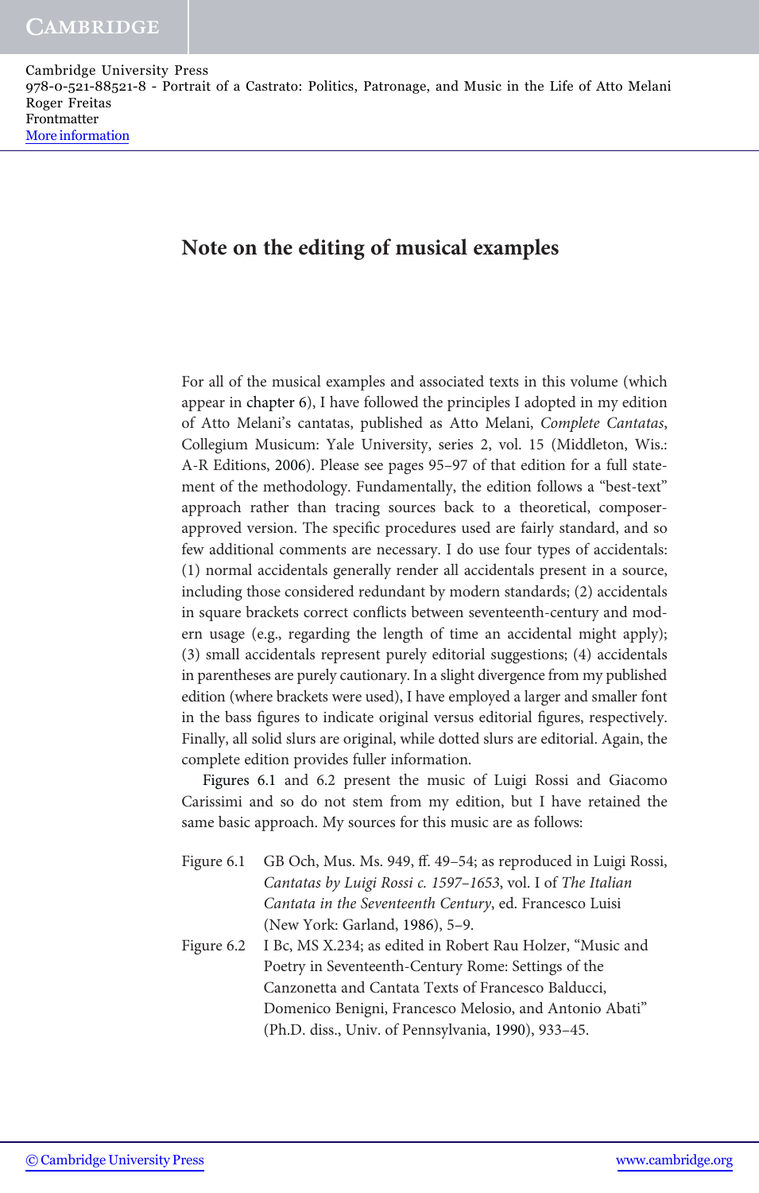# Note on the editing of musical examples

For all of the musical examples and associated texts in this volume (which appear in chapter 6), I have followed the principles I adopted in my edition of Atto Melani's cantatas, published as Atto Melani, *Complete Cantatas*, Collegium Musicum: Yale University, series 2, vol. 15 (Middleton, Wis.: A-R Editions, 2006). Please see pages 95–97 of that edition for a full statement of the methodology. Fundamentally, the edition follows a "best-text" approach rather than tracing sources back to a theoretical, composer-approved version. The specific procedures used are fairly standard, and so few additional comments are necessary. I do use four types of accidentals: (1) normal accidentals generally render all accidentals present in a source, including those considered redundant by modern standards; (2) accidentals in square brackets correct conflicts between seventeenth-century and modern usage (e.g., regarding the length of time an accidental might apply); (3) small accidentals represent purely editorial suggestions; (4) accidentals in parentheses are purely cautionary. In a slight divergence from my published edition (where brackets were used), I have employed a larger and smaller font in the bass figures to indicate original versus editorial figures, respectively. Finally, all solid slurs are original, while dotted slurs are editorial. Again, the complete edition provides fuller information.

Figures 6.1 and 6.2 present the music of Luigi Rossi and Giacomo Carissimi and so do not stem from my edition, but I have retained the same basic approach. My sources for this music are as follows:

Figure 6.1 GB Och, Mus. Ms. 949, ff. 49–54; as reproduced in Luigi Rossi, *Cantatas by Luigi Rossi c. 1597–1653*, vol. I of *The Italian Cantata in the Seventeenth Century*, ed. Francesco Luisi (New York: Garland, 1986), 5–9.

Figure 6.2 I Bc, MS X.234; as edited in Robert Rau Holzer, "Music and Poetry in Seventeenth-Century Rome: Settings of the Canzonetta and Cantata Texts of Francesco Balducci, Domenico Benigni, Francesco Melosio, and Antonio Abati" (Ph.D. diss., Univ. of Pennsylvania, 1990), 933–45.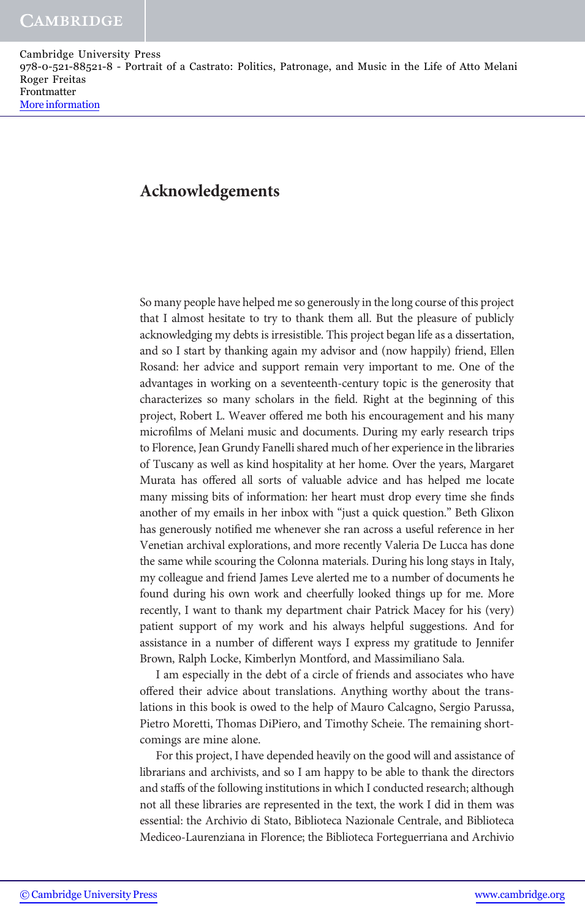# Acknowledgements

So many people have helped me so generously in the long course of this project that I almost hesitate to try to thank them all. But the pleasure of publicly acknowledging my debts is irresistible. This project began life as a dissertation, and so I start by thanking again my advisor and (now happily) friend, Ellen Rosand: her advice and support remain very important to me. One of the advantages in working on a seventeenth-century topic is the generosity that characterizes so many scholars in the field. Right at the beginning of this project, Robert L. Weaver offered me both his encouragement and his many microfilms of Melani music and documents. During my early research trips to Florence, Jean Grundy Fanelli shared much of her experience in the libraries of Tuscany as well as kind hospitality at her home. Over the years, Margaret Murata has offered all sorts of valuable advice and has helped me locate many missing bits of information: her heart must drop every time she finds another of my emails in her inbox with "just a quick question." Beth Glixon has generously notified me whenever she ran across a useful reference in her Venetian archival explorations, and more recently Valeria De Lucca has done the same while scouring the Colonna materials. During his long stays in Italy, my colleague and friend James Leve alerted me to a number of documents he found during his own work and cheerfully looked things up for me. More recently, I want to thank my department chair Patrick Macey for his (very) patient support of my work and his always helpful suggestions. And for assistance in a number of different ways I express my gratitude to Jennifer Brown, Ralph Locke, Kimberlyn Montford, and Massimiliano Sala.

I am especially in the debt of a circle of friends and associates who have offered their advice about translations. Anything worthy about the translations in this book is owed to the help of Mauro Calcagno, Sergio Parussa, Pietro Moretti, Thomas DiPiero, and Timothy Scheie. The remaining shortcomings are mine alone.

For this project, I have depended heavily on the good will and assistance of librarians and archivists, and so I am happy to be able to thank the directors and staffs of the following institutions in which I conducted research; although not all these libraries are represented in the text, the work I did in them was essential: the Archivio di Stato, Biblioteca Nazionale Centrale, and Biblioteca Mediceo-Laurenziana in Florence; the Biblioteca Forteguerriana and Archivio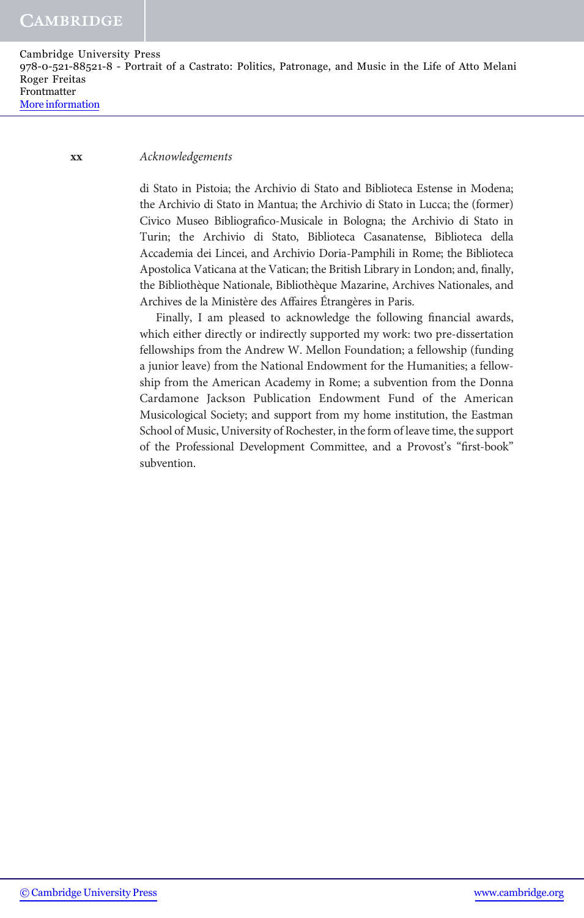di Stato in Pistoia; the Archivio di Stato and Biblioteca Estense in Modena; the Archivio di Stato in Mantua; the Archivio di Stato in Lucca; the (former) Civico Museo Bibliografico-Musicale in Bologna; the Archivio di Stato in Turin; the Archivio di Stato, Biblioteca Casanatense, Biblioteca della Accademia dei Lincei, and Archivio Doria-Pamphili in Rome; the Biblioteca Apostolica Vaticana at the Vatican; the British Library in London; and, finally, the Bibliothèque Nationale, Bibliothèque Mazarine, Archives Nationales, and Archives de la Ministère des Affaires Étrangères in Paris.

Finally, I am pleased to acknowledge the following financial awards, which either directly or indirectly supported my work: two pre-dissertation fellowships from the Andrew W. Mellon Foundation; a fellowship (funding a junior leave) from the National Endowment for the Humanities; a fellowship from the American Academy in Rome; a subvention from the Donna Cardamone Jackson Publication Endowment Fund of the American Musicological Society; and support from my home institution, the Eastman School of Music, University of Rochester, in the form of leave time, the support of the Professional Development Committee, and a Provost's "first-book" subvention.